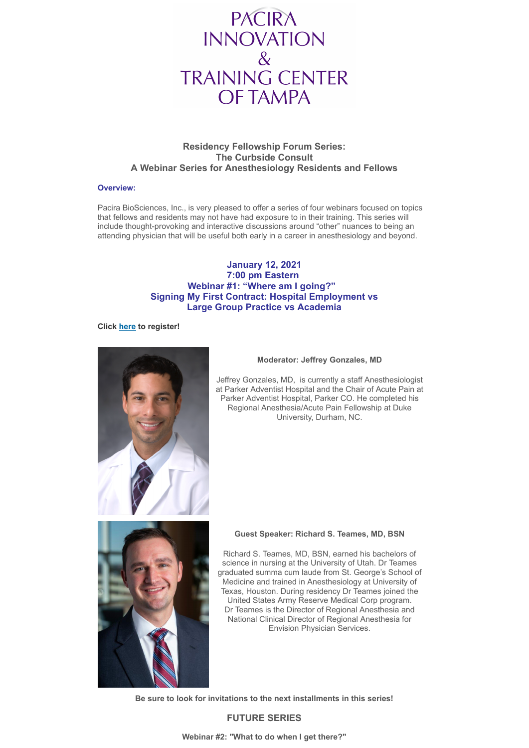# PACIRA INNOVATION & TRAINING CENTER OF TAMPA

**Residency Fellowship Forum Series:**
**The Curbside Consult**
**A Webinar Series for Anesthesiology Residents and Fellows**

### Overview:

Pacira BioSciences, Inc., is very pleased to offer a series of four webinars focused on topics that fellows and residents may not have had exposure to in their training. This series will include thought-provoking and interactive discussions around "other" nuances to being an attending physician that will be useful both early in a career in anesthesiology and beyond.

## January 12, 2021
## 7:00 pm Eastern
## Webinar #1: "Where am I going?"
## Signing My First Contract: Hospital Employment vs Large Group Practice vs Academia

**Click here to register!**

**Moderator: Jeffrey Gonzales, MD**

Jeffrey Gonzales, MD, is currently a staff Anesthesiologist at Parker Adventist Hospital and the Chair of Acute Pain at Parker Adventist Hospital, Parker CO. He completed his Regional Anesthesia/Acute Pain Fellowship at Duke University, Durham, NC.

**Guest Speaker: Richard S. Teames, MD, BSN**

Richard S. Teames, MD, BSN, earned his bachelors of science in nursing at the University of Utah. Dr Teames graduated summa cum laude from St. George's School of Medicine and trained in Anesthesiology at University of Texas, Houston. During residency Dr Teames joined the United States Army Reserve Medical Corp program. Dr Teames is the Director of Regional Anesthesia and National Clinical Director of Regional Anesthesia for Envision Physician Services.

**Be sure to look for invitations to the next installments in this series!**

## FUTURE SERIES

**Webinar #2: "What to do when I get there?"**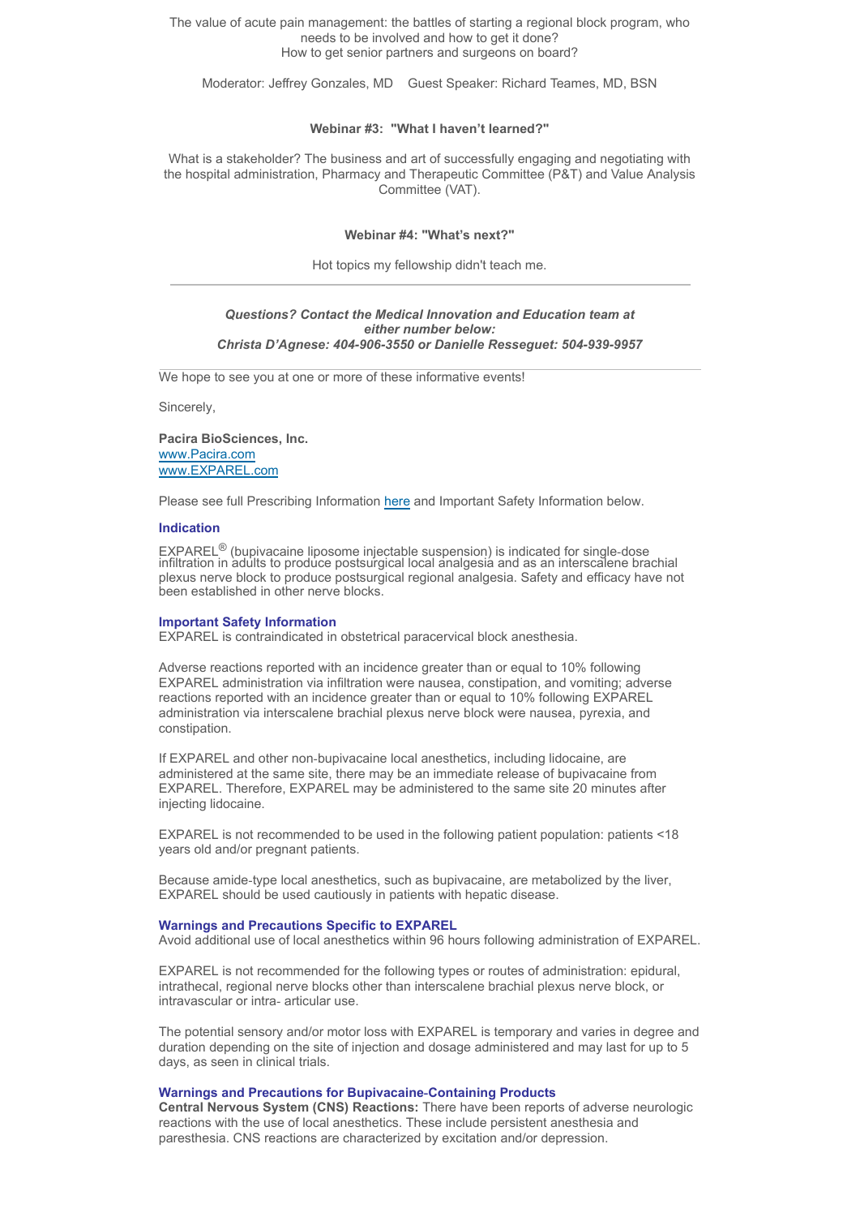The value of acute pain management: the battles of starting a regional block program, who needs to be involved and how to get it done?
How to get senior partners and surgeons on board?

Moderator: Jeffrey Gonzales, MD  Guest Speaker: Richard Teames, MD, BSN

**Webinar #3: "What I haven't learned?"**

What is a stakeholder? The business and art of successfully engaging and negotiating with the hospital administration, Pharmacy and Therapeutic Committee (P&T) and Value Analysis Committee (VAT).

**Webinar #4: "What's next?"**

Hot topics my fellowship didn't teach me.

---

***Questions? Contact the Medical Innovation and Education team at either number below:***
***Christa D'Agnese: 404-906-3550 or Danielle Resseguet: 504-939-9957***

---

We hope to see you at one or more of these informative events!

Sincerely,

**Pacira BioSciences, Inc.**
www.Pacira.com
www.EXPAREL.com

Please see full Prescribing Information here and Important Safety Information below.

### Indication

EXPAREL® (bupivacaine liposome injectable suspension) is indicated for single-dose infiltration in adults to produce postsurgical local analgesia and as an interscalene brachial plexus nerve block to produce postsurgical regional analgesia. Safety and efficacy have not been established in other nerve blocks.

### Important Safety Information

EXPAREL is contraindicated in obstetrical paracervical block anesthesia.

Adverse reactions reported with an incidence greater than or equal to 10% following EXPAREL administration via infiltration were nausea, constipation, and vomiting; adverse reactions reported with an incidence greater than or equal to 10% following EXPAREL administration via interscalene brachial plexus nerve block were nausea, pyrexia, and constipation.

If EXPAREL and other non-bupivacaine local anesthetics, including lidocaine, are administered at the same site, there may be an immediate release of bupivacaine from EXPAREL. Therefore, EXPAREL may be administered to the same site 20 minutes after injecting lidocaine.

EXPAREL is not recommended to be used in the following patient population: patients <18 years old and/or pregnant patients.

Because amide-type local anesthetics, such as bupivacaine, are metabolized by the liver, EXPAREL should be used cautiously in patients with hepatic disease.

### Warnings and Precautions Specific to EXPAREL

Avoid additional use of local anesthetics within 96 hours following administration of EXPAREL.

EXPAREL is not recommended for the following types or routes of administration: epidural, intrathecal, regional nerve blocks other than interscalene brachial plexus nerve block, or intravascular or intra- articular use.

The potential sensory and/or motor loss with EXPAREL is temporary and varies in degree and duration depending on the site of injection and dosage administered and may last for up to 5 days, as seen in clinical trials.

### Warnings and Precautions for Bupivacaine-Containing Products

**Central Nervous System (CNS) Reactions:** There have been reports of adverse neurologic reactions with the use of local anesthetics. These include persistent anesthesia and paresthesia. CNS reactions are characterized by excitation and/or depression.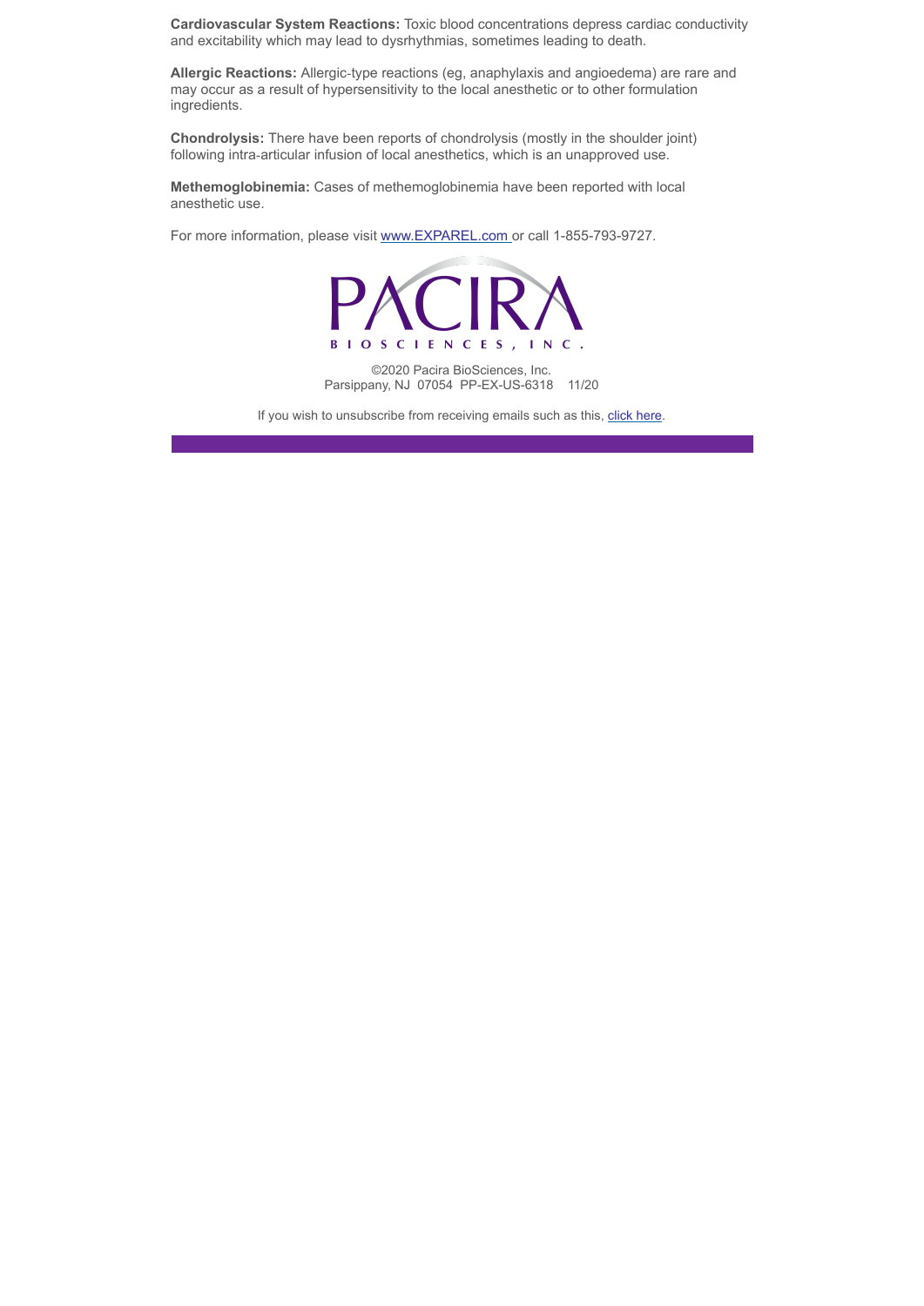**Cardiovascular System Reactions:** Toxic blood concentrations depress cardiac conductivity and excitability which may lead to dysrhythmias, sometimes leading to death.

**Allergic Reactions:** Allergic-type reactions (eg, anaphylaxis and angioedema) are rare and may occur as a result of hypersensitivity to the local anesthetic or to other formulation ingredients.

**Chondrolysis:** There have been reports of chondrolysis (mostly in the shoulder joint) following intra-articular infusion of local anesthetics, which is an unapproved use.

**Methemoglobinemia:** Cases of methemoglobinemia have been reported with local anesthetic use.

For more information, please visit [www.EXPAREL.com](http://www.EXPAREL.com) or call 1-855-793-9727.

PACIRA
BIOSCIENCES, INC.

©2020 Pacira BioSciences, Inc.
Parsippany, NJ 07054 PP-EX-US-6318 11/20

If you wish to unsubscribe from receiving emails such as this, click here.